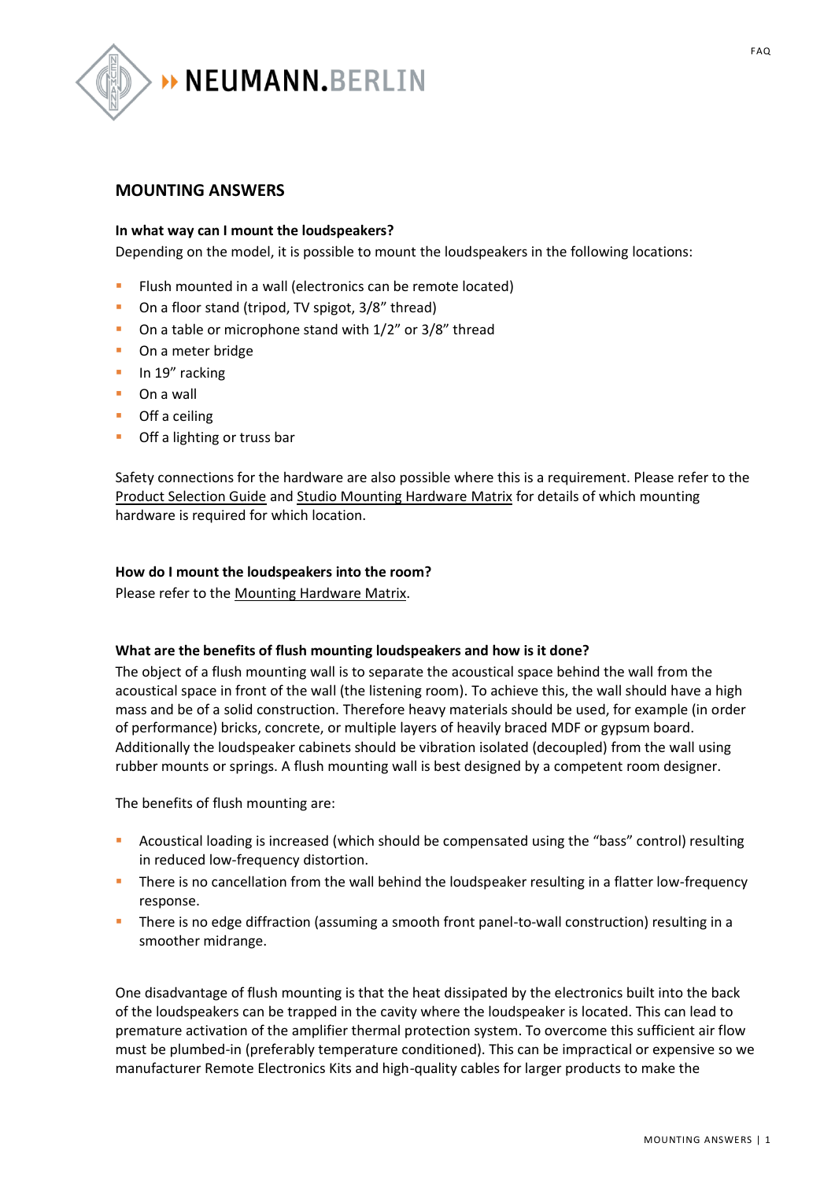## MOUNTING ANSWERS

**In what way can I mount the loudspeakers?**

Depending on the model, it is possible to mount the loudspeakers in the following locations:

- Flush mounted in a wall (electronics can be remote located)
- On a floor stand (tripod, TV spigot, 3/8" thread)
- On a table or microphone stand with 1/2" or 3/8" thread
- On a meter bridge
- In 19" racking
- On a wall
- Off a ceiling
- Off a lighting or truss bar

Safety connections for the hardware are also possible where this is a requirement. Please refer to the Product Selection Guide and Studio Mounting Hardware Matrix for details of which mounting hardware is required for which location.

**How do I mount the loudspeakers into the room?**

Please refer to the Mounting Hardware Matrix.

**What are the benefits of flush mounting loudspeakers and how is it done?**

The object of a flush mounting wall is to separate the acoustical space behind the wall from the acoustical space in front of the wall (the listening room). To achieve this, the wall should have a high mass and be of a solid construction. Therefore heavy materials should be used, for example (in order of performance) bricks, concrete, or multiple layers of heavily braced MDF or gypsum board. Additionally the loudspeaker cabinets should be vibration isolated (decoupled) from the wall using rubber mounts or springs. A flush mounting wall is best designed by a competent room designer.

The benefits of flush mounting are:

- Acoustical loading is increased (which should be compensated using the "bass" control) resulting in reduced low-frequency distortion.
- There is no cancellation from the wall behind the loudspeaker resulting in a flatter low-frequency response.
- There is no edge diffraction (assuming a smooth front panel-to-wall construction) resulting in a smoother midrange.

One disadvantage of flush mounting is that the heat dissipated by the electronics built into the back of the loudspeakers can be trapped in the cavity where the loudspeaker is located. This can lead to premature activation of the amplifier thermal protection system. To overcome this sufficient air flow must be plumbed-in (preferably temperature conditioned). This can be impractical or expensive so we manufacturer Remote Electronics Kits and high-quality cables for larger products to make the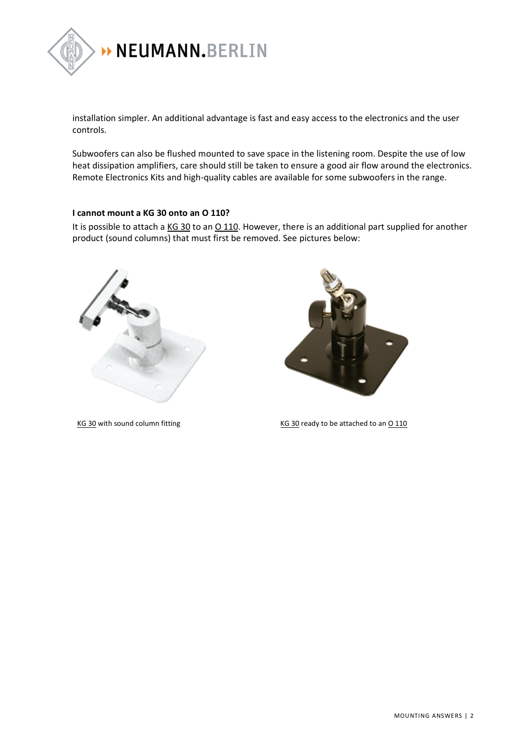installation simpler. An additional advantage is fast and easy access to the electronics and the user controls.

Subwoofers can also be flushed mounted to save space in the listening room. Despite the use of low heat dissipation amplifiers, care should still be taken to ensure a good air flow around the electronics. Remote Electronics Kits and high-quality cables are available for some subwoofers in the range.

**I cannot mount a KG 30 onto an O 110?**

It is possible to attach a KG 30 to an O 110. However, there is an additional part supplied for another product (sound columns) that must first be removed. See pictures below:

KG 30 with sound column fitting

KG 30 ready to be attached to an O 110